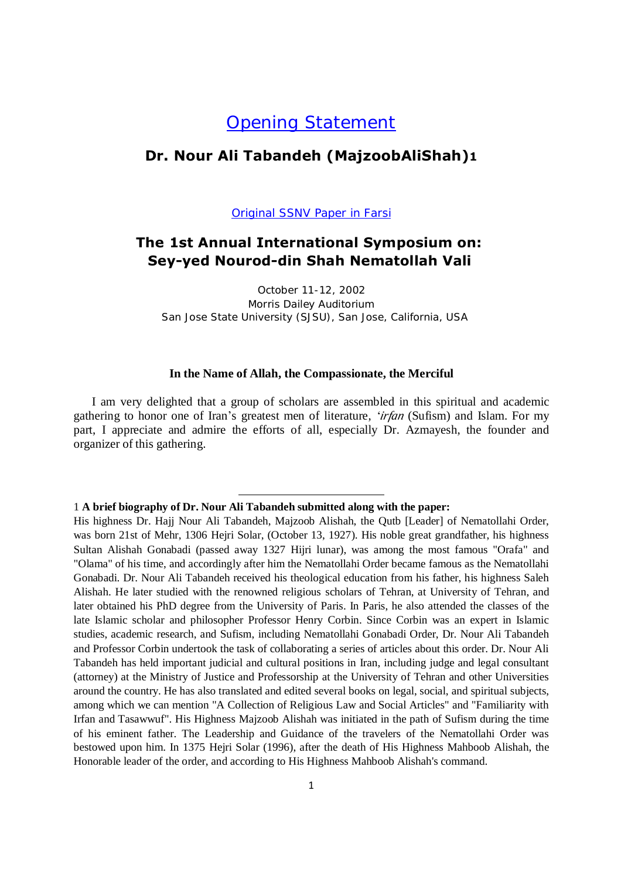# Opening Statement

## Dr. Nour Ali Tabandeh (MajzoobAliShah)[1]

Original SSNV Paper in Farsi

## The 1st Annual International Symposium on: Sey-yed Nourod-din Shah Nematollah Vali

October 11-12, 2002
Morris Dailey Auditorium
San Jose State University (SJSU), San Jose, California, USA

**In the Name of Allah, the Compassionate, the Merciful**

I am very delighted that a group of scholars are assembled in this spiritual and academic gathering to honor one of Iran's greatest men of literature, *'irfan* (Sufism) and Islam. For my part, I appreciate and admire the efforts of all, especially Dr. Azmayesh, the founder and organizer of this gathering.

---

1 **A brief biography of Dr. Nour Ali Tabandeh submitted along with the paper:**
His highness Dr. Hajj Nour Ali Tabandeh, Majzoob Alishah, the Qutb [Leader] of Nematollahi Order, was born 21st of Mehr, 1306 Hejri Solar, (October 13, 1927). His noble great grandfather, his highness Sultan Alishah Gonabadi (passed away 1327 Hijri lunar), was among the most famous "Orafa" and "Olama" of his time, and accordingly after him the Nematollahi Order became famous as the Nematollahi Gonabadi. Dr. Nour Ali Tabandeh received his theological education from his father, his highness Saleh Alishah. He later studied with the renowned religious scholars of Tehran, at University of Tehran, and later obtained his PhD degree from the University of Paris. In Paris, he also attended the classes of the late Islamic scholar and philosopher Professor Henry Corbin. Since Corbin was an expert in Islamic studies, academic research, and Sufism, including Nematollahi Gonabadi Order, Dr. Nour Ali Tabandeh and Professor Corbin undertook the task of collaborating a series of articles about this order. Dr. Nour Ali Tabandeh has held important judicial and cultural positions in Iran, including judge and legal consultant (attorney) at the Ministry of Justice and Professorship at the University of Tehran and other Universities around the country. He has also translated and edited several books on legal, social, and spiritual subjects, among which we can mention "A Collection of Religious Law and Social Articles" and "Familiarity with Irfan and Tasawwuf". His Highness Majzoob Alishah was initiated in the path of Sufism during the time of his eminent father. The Leadership and Guidance of the travelers of the Nematollahi Order was bestowed upon him. In 1375 Hejri Solar (1996), after the death of His Highness Mahboob Alishah, the Honorable leader of the order, and according to His Highness Mahboob Alishah's command.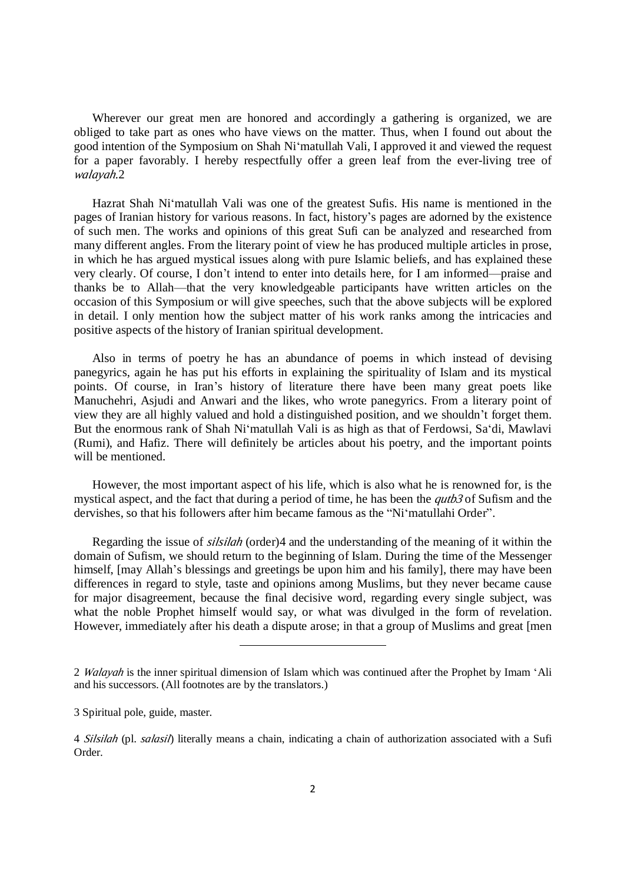Wherever our great men are honored and accordingly a gathering is organized, we are obliged to take part as ones who have views on the matter. Thus, when I found out about the good intention of the Symposium on Shah Ni'matullah Vali, I approved it and viewed the request for a paper favorably. I hereby respectfully offer a green leaf from the ever-living tree of *walayah*.[2]

Hazrat Shah Ni'matullah Vali was one of the greatest Sufis. His name is mentioned in the pages of Iranian history for various reasons. In fact, history's pages are adorned by the existence of such men. The works and opinions of this great Sufi can be analyzed and researched from many different angles. From the literary point of view he has produced multiple articles in prose, in which he has argued mystical issues along with pure Islamic beliefs, and has explained these very clearly. Of course, I don't intend to enter into details here, for I am informed—praise and thanks be to Allah—that the very knowledgeable participants have written articles on the occasion of this Symposium or will give speeches, such that the above subjects will be explored in detail. I only mention how the subject matter of his work ranks among the intricacies and positive aspects of the history of Iranian spiritual development.

Also in terms of poetry he has an abundance of poems in which instead of devising panegyrics, again he has put his efforts in explaining the spirituality of Islam and its mystical points. Of course, in Iran's history of literature there have been many great poets like Manuchehri, Asjudi and Anwari and the likes, who wrote panegyrics. From a literary point of view they are all highly valued and hold a distinguished position, and we shouldn't forget them. But the enormous rank of Shah Ni'matullah Vali is as high as that of Ferdowsi, Sa'di, Mawlavi (Rumi), and Hafiz. There will definitely be articles about his poetry, and the important points will be mentioned.

However, the most important aspect of his life, which is also what he is renowned for, is the mystical aspect, and the fact that during a period of time, he has been the *qutb*[3] of Sufism and the dervishes, so that his followers after him became famous as the "Ni'matullahi Order".

Regarding the issue of *silsilah* (order)[4] and the understanding of the meaning of it within the domain of Sufism, we should return to the beginning of Islam. During the time of the Messenger himself, [may Allah's blessings and greetings be upon him and his family], there may have been differences in regard to style, taste and opinions among Muslims, but they never became cause for major disagreement, because the final decisive word, regarding every single subject, was what the noble Prophet himself would say, or what was divulged in the form of revelation. However, immediately after his death a dispute arose; in that a group of Muslims and great [men

---

[2] *Walayah* is the inner spiritual dimension of Islam which was continued after the Prophet by Imam 'Ali and his successors. (All footnotes are by the translators.)

[3] Spiritual pole, guide, master.

[4] *Silsilah* (pl. *salasil*) literally means a chain, indicating a chain of authorization associated with a Sufi Order.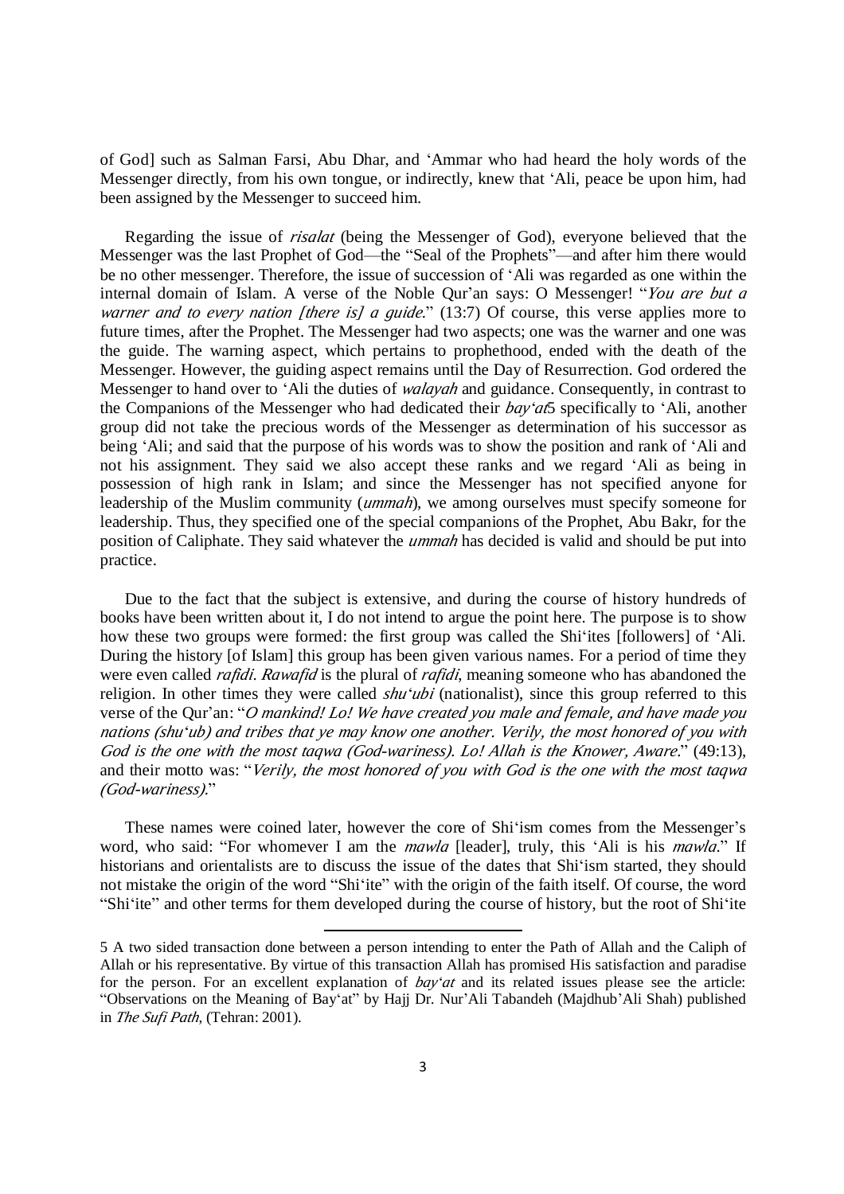of God] such as Salman Farsi, Abu Dhar, and ‘Ammar who had heard the holy words of the Messenger directly, from his own tongue, or indirectly, knew that ‘Ali, peace be upon him, had been assigned by the Messenger to succeed him.

Regarding the issue of *risalat* (being the Messenger of God), everyone believed that the Messenger was the last Prophet of God—the “Seal of the Prophets”—and after him there would be no other messenger. Therefore, the issue of succession of ‘Ali was regarded as one within the internal domain of Islam. A verse of the Noble Qur'an says: O Messenger! “*You are but a warner and to every nation [there is] a guide*.” (13:7) Of course, this verse applies more to future times, after the Prophet. The Messenger had two aspects; one was the warner and one was the guide. The warning aspect, which pertains to prophethood, ended with the death of the Messenger. However, the guiding aspect remains until the Day of Resurrection. God ordered the Messenger to hand over to ‘Ali the duties of *walayah* and guidance. Consequently, in contrast to the Companions of the Messenger who had dedicated their *bay‘at*[5] specifically to ‘Ali, another group did not take the precious words of the Messenger as determination of his successor as being ‘Ali; and said that the purpose of his words was to show the position and rank of ‘Ali and not his assignment. They said we also accept these ranks and we regard ‘Ali as being in possession of high rank in Islam; and since the Messenger has not specified anyone for leadership of the Muslim community (*ummah*), we among ourselves must specify someone for leadership. Thus, they specified one of the special companions of the Prophet, Abu Bakr, for the position of Caliphate. They said whatever the *ummah* has decided is valid and should be put into practice.

Due to the fact that the subject is extensive, and during the course of history hundreds of books have been written about it, I do not intend to argue the point here. The purpose is to show how these two groups were formed: the first group was called the Shi‘ites [followers] of ‘Ali. During the history [of Islam] this group has been given various names. For a period of time they were even called *rafidi*. *Rawafid* is the plural of *rafidi*, meaning someone who has abandoned the religion. In other times they were called *shu‘ubi* (nationalist), since this group referred to this verse of the Qur'an: “*O mankind! Lo! We have created you male and female, and have made you nations (shu‘ub) and tribes that ye may know one another. Verily, the most honored of you with God is the one with the most taqwa (God-wariness). Lo! Allah is the Knower, Aware*.” (49:13), and their motto was: “*Verily, the most honored of you with God is the one with the most taqwa (God-wariness)*.”

These names were coined later, however the core of Shi‘ism comes from the Messenger's word, who said: “For whomever I am the *mawla* [leader], truly, this ‘Ali is his *mawla*.” If historians and orientalists are to discuss the issue of the dates that Shi‘ism started, they should not mistake the origin of the word “Shi‘ite” with the origin of the faith itself. Of course, the word “Shi‘ite” and other terms for them developed during the course of history, but the root of Shi‘ite

---

5 A two sided transaction done between a person intending to enter the Path of Allah and the Caliph of Allah or his representative. By virtue of this transaction Allah has promised His satisfaction and paradise for the person. For an excellent explanation of *bay‘at* and its related issues please see the article: “Observations on the Meaning of Bay‘at” by Hajj Dr. Nur'Ali Tabandeh (Majdhub'Ali Shah) published in *The Sufi Path*, (Tehran: 2001).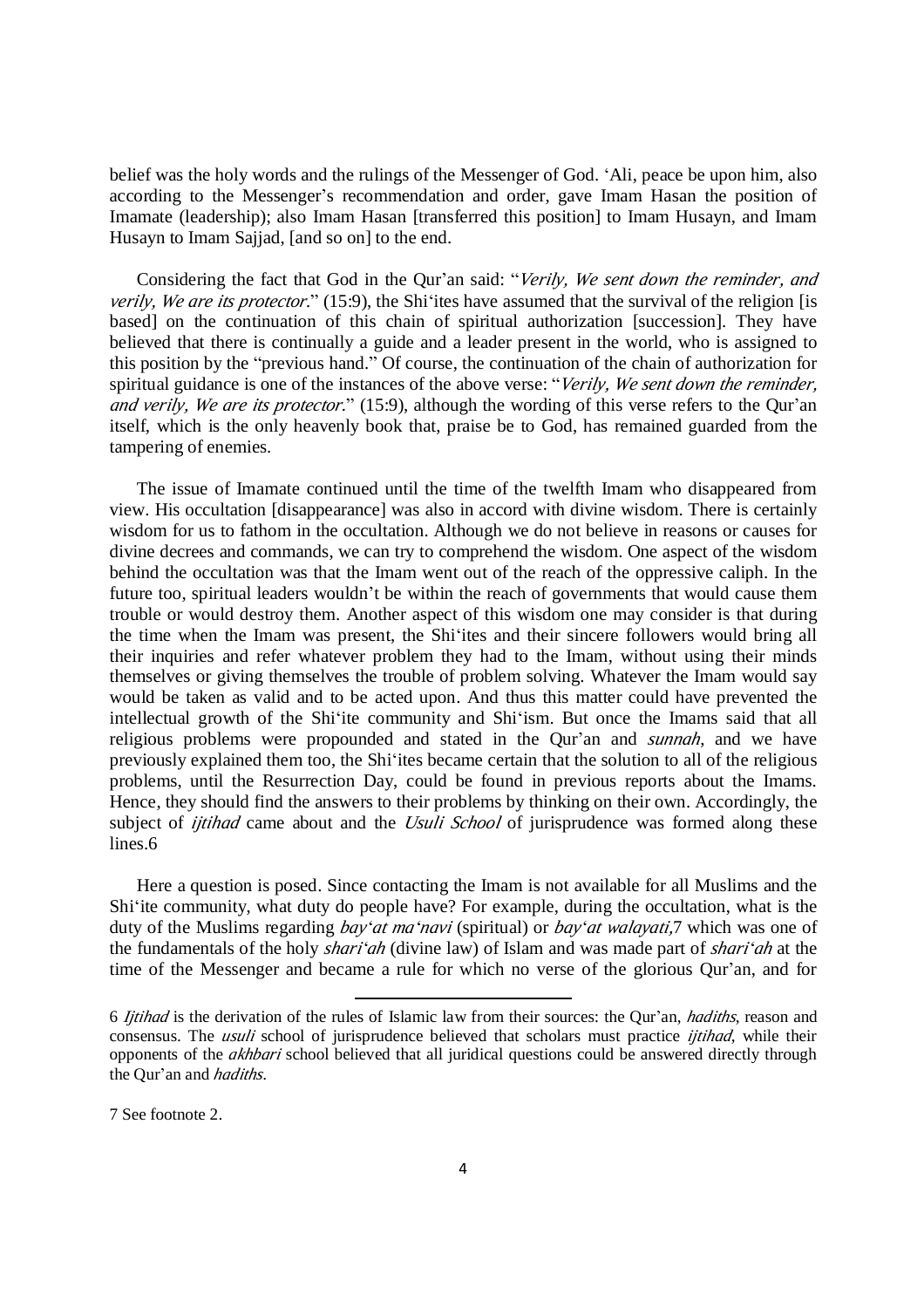belief was the holy words and the rulings of the Messenger of God. ‘Ali, peace be upon him, also according to the Messenger’s recommendation and order, gave Imam Hasan the position of Imamate (leadership); also Imam Hasan [transferred this position] to Imam Husayn, and Imam Husayn to Imam Sajjad, [and so on] to the end.

Considering the fact that God in the Qur’an said: “*Verily, We sent down the reminder, and verily, We are its protector.*” (15:9), the Shi‘ites have assumed that the survival of the religion [is based] on the continuation of this chain of spiritual authorization [succession]. They have believed that there is continually a guide and a leader present in the world, who is assigned to this position by the “previous hand.” Of course, the continuation of the chain of authorization for spiritual guidance is one of the instances of the above verse: “*Verily, We sent down the reminder, and verily, We are its protector.*” (15:9), although the wording of this verse refers to the Qur’an itself, which is the only heavenly book that, praise be to God, has remained guarded from the tampering of enemies.

The issue of Imamate continued until the time of the twelfth Imam who disappeared from view. His occultation [disappearance] was also in accord with divine wisdom. There is certainly wisdom for us to fathom in the occultation. Although we do not believe in reasons or causes for divine decrees and commands, we can try to comprehend the wisdom. One aspect of the wisdom behind the occultation was that the Imam went out of the reach of the oppressive caliph. In the future too, spiritual leaders wouldn’t be within the reach of governments that would cause them trouble or would destroy them. Another aspect of this wisdom one may consider is that during the time when the Imam was present, the Shi‘ites and their sincere followers would bring all their inquiries and refer whatever problem they had to the Imam, without using their minds themselves or giving themselves the trouble of problem solving. Whatever the Imam would say would be taken as valid and to be acted upon. And thus this matter could have prevented the intellectual growth of the Shi‘ite community and Shi‘ism. But once the Imams said that all religious problems were propounded and stated in the Qur’an and *sunnah*, and we have previously explained them too, the Shi‘ites became certain that the solution to all of the religious problems, until the Resurrection Day, could be found in previous reports about the Imams. Hence, they should find the answers to their problems by thinking on their own. Accordingly, the subject of *ijtihad* came about and the *Usuli School* of jurisprudence was formed along these lines.[6]

Here a question is posed. Since contacting the Imam is not available for all Muslims and the Shi‘ite community, what duty do people have? For example, during the occultation, what is the duty of the Muslims regarding *bay‘at ma‘navi* (spiritual) or *bay‘at walayati,*[7] which was one of the fundamentals of the holy *shari‘ah* (divine law) of Islam and was made part of *shari‘ah* at the time of the Messenger and became a rule for which no verse of the glorious Qur’an, and for

---

6 *Ijtihad* is the derivation of the rules of Islamic law from their sources: the Qur’an, *hadiths*, reason and consensus. The *usuli* school of jurisprudence believed that scholars must practice *ijtihad*, while their opponents of the *akhbari* school believed that all juridical questions could be answered directly through the Qur’an and *hadiths*.

7 See footnote 2.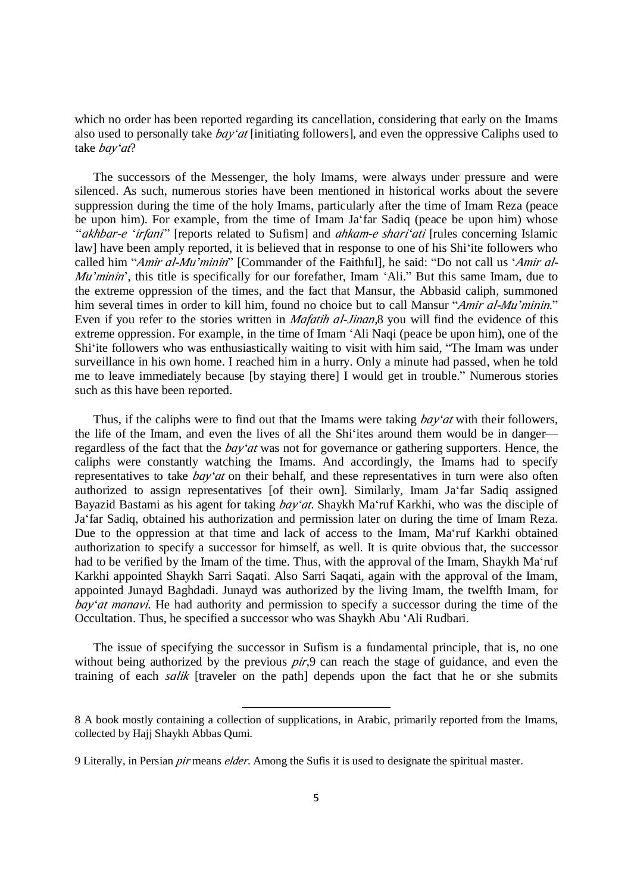which no order has been reported regarding its cancellation, considering that early on the Imams also used to personally take *bay'at* [initiating followers], and even the oppressive Caliphs used to take *bay'at*?

The successors of the Messenger, the holy Imams, were always under pressure and were silenced. As such, numerous stories have been mentioned in historical works about the severe suppression during the time of the holy Imams, particularly after the time of Imam Reza (peace be upon him). For example, from the time of Imam Ja'far Sadiq (peace be upon him) whose "*akhbar-e 'irfani*" [reports related to Sufism] and *ahkam-e shari'ati* [rules concerning Islamic law] have been amply reported, it is believed that in response to one of his Shi'ite followers who called him "*Amir al-Mu'minin*" [Commander of the Faithful], he said: "Do not call us '*Amir al-Mu'minin*', this title is specifically for our forefather, Imam 'Ali." But this same Imam, due to the extreme oppression of the times, and the fact that Mansur, the Abbasid caliph, summoned him several times in order to kill him, found no choice but to call Mansur "*Amir al-Mu'minin*." Even if you refer to the stories written in *Mafatih al-Jinan*,[8] you will find the evidence of this extreme oppression. For example, in the time of Imam 'Ali Naqi (peace be upon him), one of the Shi'ite followers who was enthusiastically waiting to visit with him said, "The Imam was under surveillance in his own home. I reached him in a hurry. Only a minute had passed, when he told me to leave immediately because [by staying there] I would get in trouble." Numerous stories such as this have been reported.

Thus, if the caliphs were to find out that the Imams were taking *bay'at* with their followers, the life of the Imam, and even the lives of all the Shi'ites around them would be in danger—regardless of the fact that the *bay'at* was not for governance or gathering supporters. Hence, the caliphs were constantly watching the Imams. And accordingly, the Imams had to specify representatives to take *bay'at* on their behalf, and these representatives in turn were also often authorized to assign representatives [of their own]. Similarly, Imam Ja'far Sadiq assigned Bayazid Bastami as his agent for taking *bay'at*. Shaykh Ma'ruf Karkhi, who was the disciple of Ja'far Sadiq, obtained his authorization and permission later on during the time of Imam Reza. Due to the oppression at that time and lack of access to the Imam, Ma'ruf Karkhi obtained authorization to specify a successor for himself, as well. It is quite obvious that, the successor had to be verified by the Imam of the time. Thus, with the approval of the Imam, Shaykh Ma'ruf Karkhi appointed Shaykh Sarri Saqati. Also Sarri Saqati, again with the approval of the Imam, appointed Junayd Baghdadi. Junayd was authorized by the living Imam, the twelfth Imam, for *bay'at manavi*. He had authority and permission to specify a successor during the time of the Occultation. Thus, he specified a successor who was Shaykh Abu 'Ali Rudbari.

The issue of specifying the successor in Sufism is a fundamental principle, that is, no one without being authorized by the previous *pir*,[9] can reach the stage of guidance, and even the training of each *salik* [traveler on the path] depends upon the fact that he or she submits

---

8 A book mostly containing a collection of supplications, in Arabic, primarily reported from the Imams, collected by Hajj Shaykh Abbas Qumi.

9 Literally, in Persian *pir* means *elder*. Among the Sufis it is used to designate the spiritual master.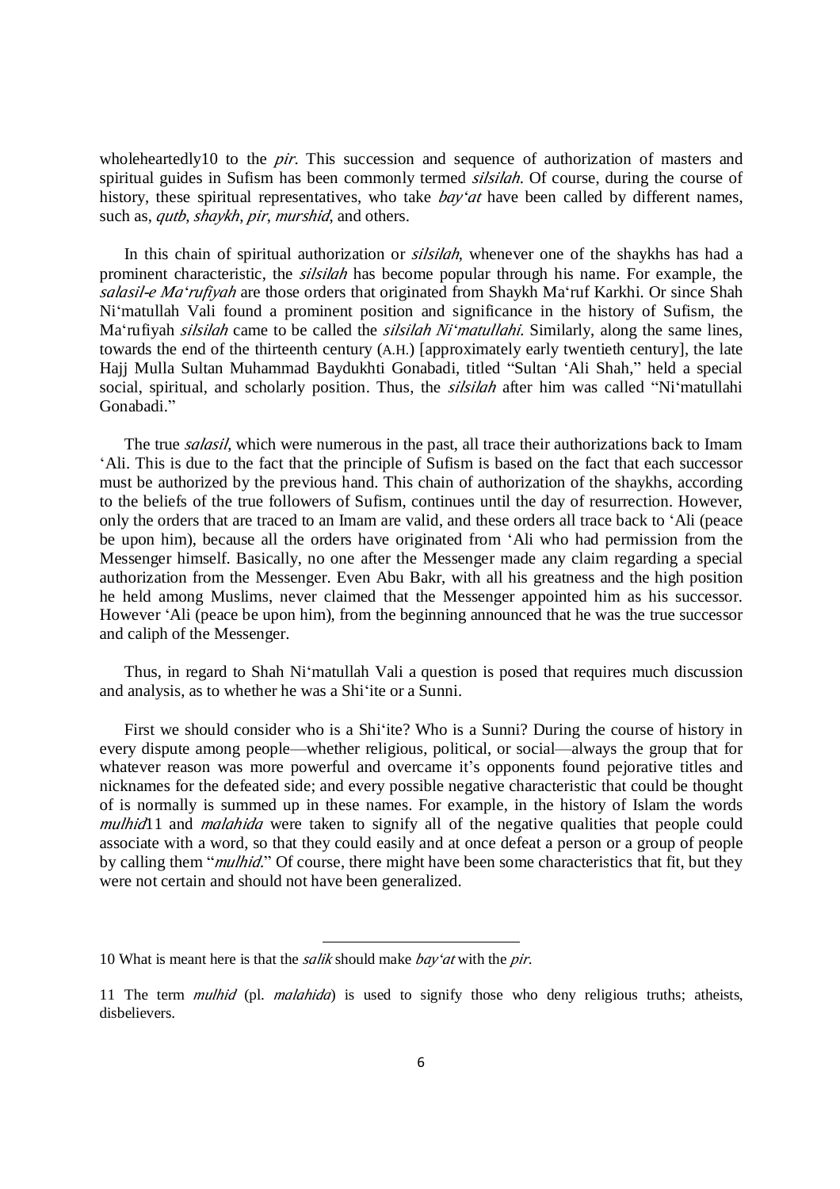wholeheartedly[10] to the *pir*. This succession and sequence of authorization of masters and spiritual guides in Sufism has been commonly termed *silsilah*. Of course, during the course of history, these spiritual representatives, who take *bay'at* have been called by different names, such as, *qutb*, *shaykh*, *pir*, *murshid*, and others.

In this chain of spiritual authorization or *silsilah*, whenever one of the shaykhs has had a prominent characteristic, the *silsilah* has become popular through his name. For example, the *salasil-e Ma'rufiyah* are those orders that originated from Shaykh Ma'ruf Karkhi. Or since Shah Ni'matullah Vali found a prominent position and significance in the history of Sufism, the Ma'rufiyah *silsilah* came to be called the *silsilah Ni'matullahi*. Similarly, along the same lines, towards the end of the thirteenth century (A.H.) [approximately early twentieth century], the late Hajj Mulla Sultan Muhammad Baydukhti Gonabadi, titled "Sultan 'Ali Shah," held a special social, spiritual, and scholarly position. Thus, the *silsilah* after him was called "Ni'matullahi Gonabadi."

The true *salasil*, which were numerous in the past, all trace their authorizations back to Imam 'Ali. This is due to the fact that the principle of Sufism is based on the fact that each successor must be authorized by the previous hand. This chain of authorization of the shaykhs, according to the beliefs of the true followers of Sufism, continues until the day of resurrection. However, only the orders that are traced to an Imam are valid, and these orders all trace back to 'Ali (peace be upon him), because all the orders have originated from 'Ali who had permission from the Messenger himself. Basically, no one after the Messenger made any claim regarding a special authorization from the Messenger. Even Abu Bakr, with all his greatness and the high position he held among Muslims, never claimed that the Messenger appointed him as his successor. However 'Ali (peace be upon him), from the beginning announced that he was the true successor and caliph of the Messenger.

Thus, in regard to Shah Ni'matullah Vali a question is posed that requires much discussion and analysis, as to whether he was a Shi'ite or a Sunni.

First we should consider who is a Shi'ite? Who is a Sunni? During the course of history in every dispute among people—whether religious, political, or social—always the group that for whatever reason was more powerful and overcame it's opponents found pejorative titles and nicknames for the defeated side; and every possible negative characteristic that could be thought of is normally is summed up in these names. For example, in the history of Islam the words *mulhid*[11] and *malahida* were taken to signify all of the negative qualities that people could associate with a word, so that they could easily and at once defeat a person or a group of people by calling them "*mulhid*." Of course, there might have been some characteristics that fit, but they were not certain and should not have been generalized.

---

10 What is meant here is that the *salik* should make *bay'at* with the *pir*.

11 The term *mulhid* (pl. *malahida*) is used to signify those who deny religious truths; atheists, disbelievers.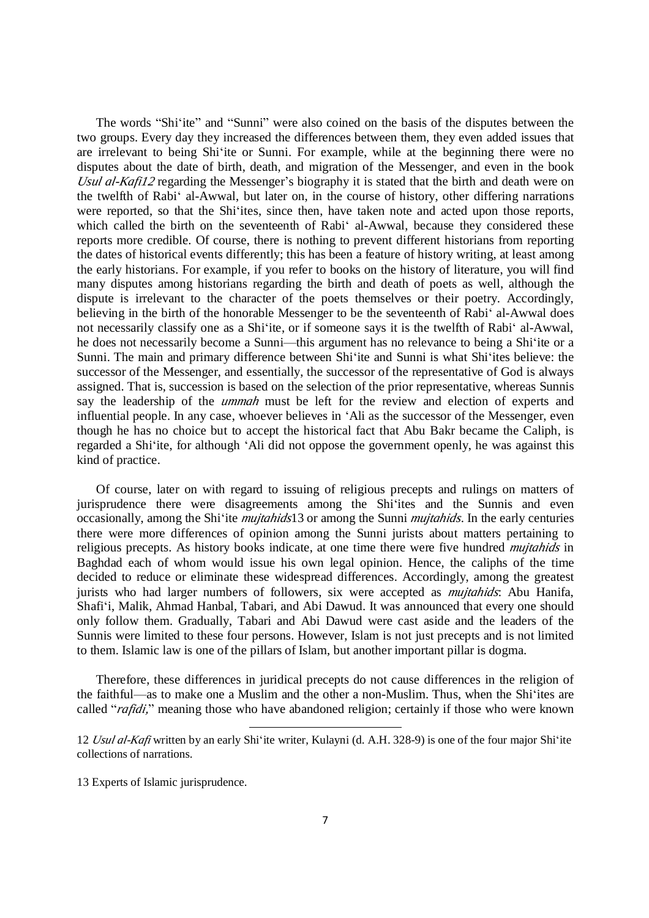The words "Shi'ite" and "Sunni" were also coined on the basis of the disputes between the two groups. Every day they increased the differences between them, they even added issues that are irrelevant to being Shi'ite or Sunni. For example, while at the beginning there were no disputes about the date of birth, death, and migration of the Messenger, and even in the book *Usul al-Kafi*[12] regarding the Messenger's biography it is stated that the birth and death were on the twelfth of Rabi' al-Awwal, but later on, in the course of history, other differing narrations were reported, so that the Shi'ites, since then, have taken note and acted upon those reports, which called the birth on the seventeenth of Rabi' al-Awwal, because they considered these reports more credible. Of course, there is nothing to prevent different historians from reporting the dates of historical events differently; this has been a feature of history writing, at least among the early historians. For example, if you refer to books on the history of literature, you will find many disputes among historians regarding the birth and death of poets as well, although the dispute is irrelevant to the character of the poets themselves or their poetry. Accordingly, believing in the birth of the honorable Messenger to be the seventeenth of Rabi' al-Awwal does not necessarily classify one as a Shi'ite, or if someone says it is the twelfth of Rabi' al-Awwal, he does not necessarily become a Sunni—this argument has no relevance to being a Shi'ite or a Sunni. The main and primary difference between Shi'ite and Sunni is what Shi'ites believe: the successor of the Messenger, and essentially, the successor of the representative of God is always assigned. That is, succession is based on the selection of the prior representative, whereas Sunnis say the leadership of the *ummah* must be left for the review and election of experts and influential people. In any case, whoever believes in 'Ali as the successor of the Messenger, even though he has no choice but to accept the historical fact that Abu Bakr became the Caliph, is regarded a Shi'ite, for although 'Ali did not oppose the government openly, he was against this kind of practice.

Of course, later on with regard to issuing of religious precepts and rulings on matters of jurisprudence there were disagreements among the Shi'ites and the Sunnis and even occasionally, among the Shi'ite *mujtahids*[13] or among the Sunni *mujtahids*. In the early centuries there were more differences of opinion among the Sunni jurists about matters pertaining to religious precepts. As history books indicate, at one time there were five hundred *mujtahids* in Baghdad each of whom would issue his own legal opinion. Hence, the caliphs of the time decided to reduce or eliminate these widespread differences. Accordingly, among the greatest jurists who had larger numbers of followers, six were accepted as *mujtahids*: Abu Hanifa, Shafi'i, Malik, Ahmad Hanbal, Tabari, and Abi Dawud. It was announced that every one should only follow them. Gradually, Tabari and Abi Dawud were cast aside and the leaders of the Sunnis were limited to these four persons. However, Islam is not just precepts and is not limited to them. Islamic law is one of the pillars of Islam, but another important pillar is dogma.

Therefore, these differences in juridical precepts do not cause differences in the religion of the faithful—as to make one a Muslim and the other a non-Muslim. Thus, when the Shi'ites are called "*rafidi,*" meaning those who have abandoned religion; certainly if those who were known

---

12 *Usul al-Kafi* written by an early Shi'ite writer, Kulayni (d. A.H. 328-9) is one of the four major Shi'ite collections of narrations.

13 Experts of Islamic jurisprudence.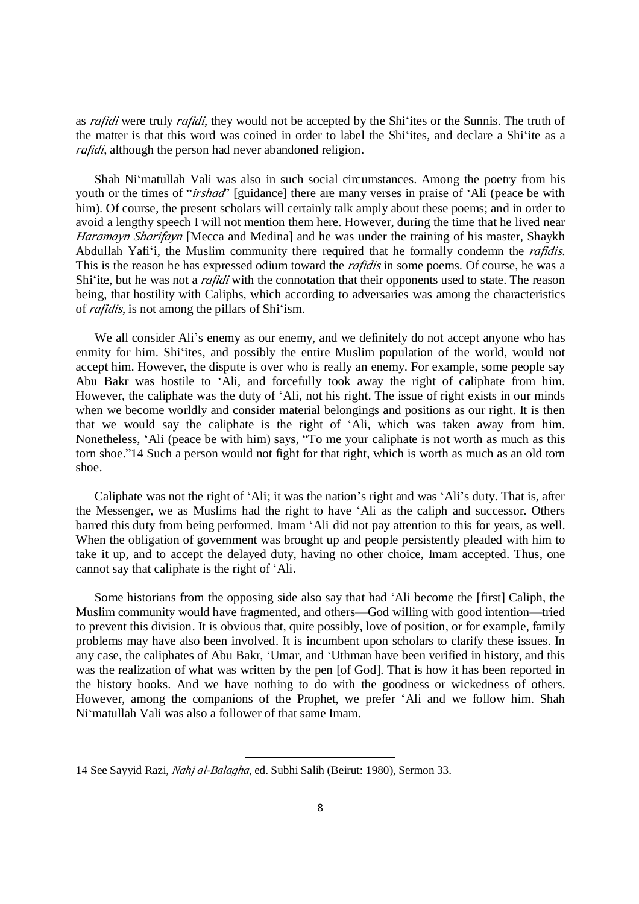as *rafidi* were truly *rafidi*, they would not be accepted by the Shi'ites or the Sunnis. The truth of the matter is that this word was coined in order to label the Shi'ites, and declare a Shi'ite as a *rafidi*, although the person had never abandoned religion.

Shah Ni'matullah Vali was also in such social circumstances. Among the poetry from his youth or the times of "*irshad*" [guidance] there are many verses in praise of 'Ali (peace be with him). Of course, the present scholars will certainly talk amply about these poems; and in order to avoid a lengthy speech I will not mention them here. However, during the time that he lived near *Haramayn Sharifayn* [Mecca and Medina] and he was under the training of his master, Shaykh Abdullah Yafi'i, the Muslim community there required that he formally condemn the *rafidis*. This is the reason he has expressed odium toward the *rafidis* in some poems. Of course, he was a Shi'ite, but he was not a *rafidi* with the connotation that their opponents used to state. The reason being, that hostility with Caliphs, which according to adversaries was among the characteristics of *rafidis*, is not among the pillars of Shi'ism.

We all consider Ali's enemy as our enemy, and we definitely do not accept anyone who has enmity for him. Shi'ites, and possibly the entire Muslim population of the world, would not accept him. However, the dispute is over who is really an enemy. For example, some people say Abu Bakr was hostile to 'Ali, and forcefully took away the right of caliphate from him. However, the caliphate was the duty of 'Ali, not his right. The issue of right exists in our minds when we become worldly and consider material belongings and positions as our right. It is then that we would say the caliphate is the right of 'Ali, which was taken away from him. Nonetheless, 'Ali (peace be with him) says, "To me your caliphate is not worth as much as this torn shoe."[14] Such a person would not fight for that right, which is worth as much as an old torn shoe.

Caliphate was not the right of 'Ali; it was the nation's right and was 'Ali's duty. That is, after the Messenger, we as Muslims had the right to have 'Ali as the caliph and successor. Others barred this duty from being performed. Imam 'Ali did not pay attention to this for years, as well. When the obligation of government was brought up and people persistently pleaded with him to take it up, and to accept the delayed duty, having no other choice, Imam accepted. Thus, one cannot say that caliphate is the right of 'Ali.

Some historians from the opposing side also say that had 'Ali become the [first] Caliph, the Muslim community would have fragmented, and others—God willing with good intention—tried to prevent this division. It is obvious that, quite possibly, love of position, or for example, family problems may have also been involved. It is incumbent upon scholars to clarify these issues. In any case, the caliphates of Abu Bakr, 'Umar, and 'Uthman have been verified in history, and this was the realization of what was written by the pen [of God]. That is how it has been reported in the history books. And we have nothing to do with the goodness or wickedness of others. However, among the companions of the Prophet, we prefer 'Ali and we follow him. Shah Ni'matullah Vali was also a follower of that same Imam.

---

14 See Sayyid Razi, *Nahj al-Balagha*, ed. Subhi Salih (Beirut: 1980), Sermon 33.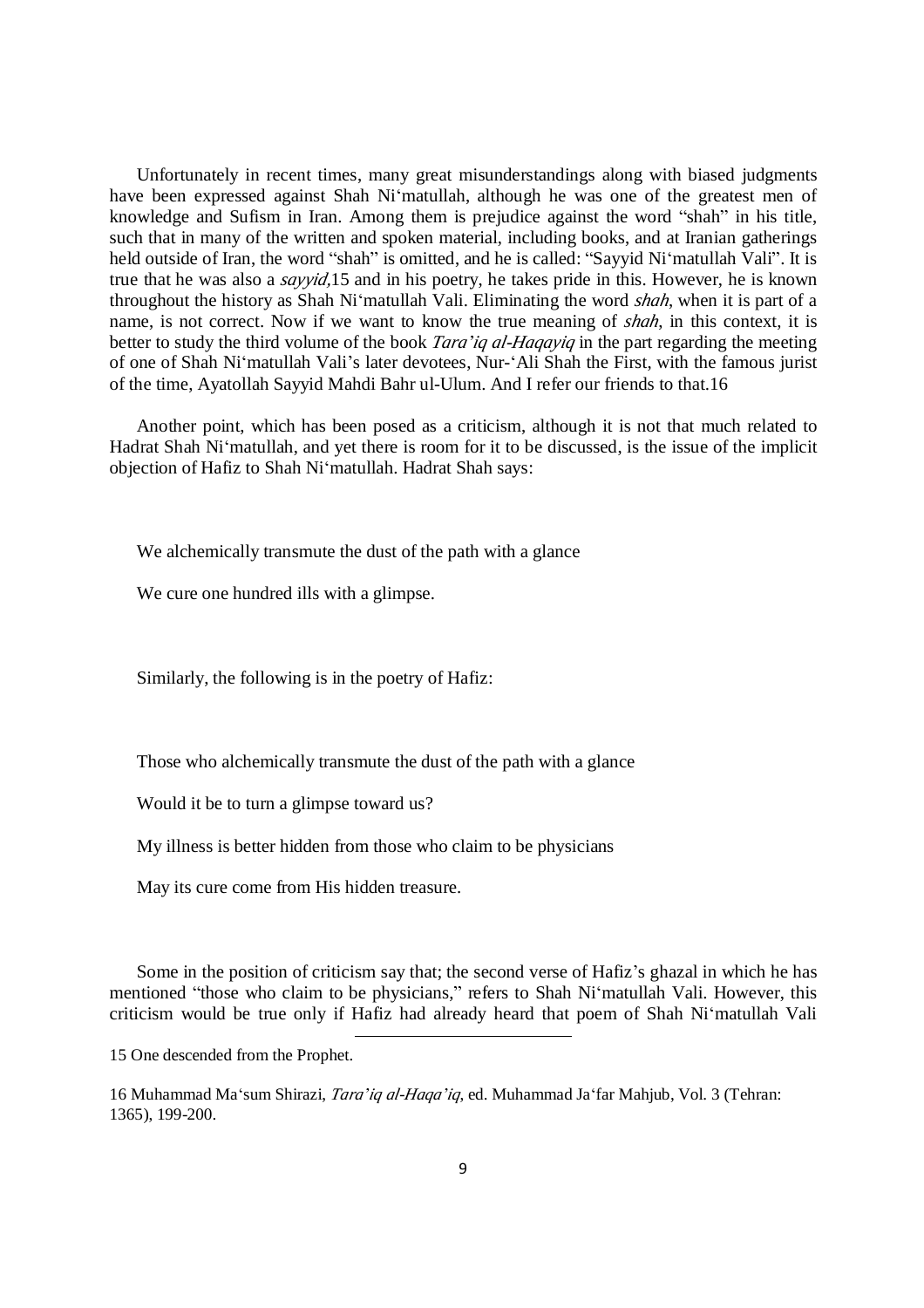Unfortunately in recent times, many great misunderstandings along with biased judgments have been expressed against Shah Ni'matullah, although he was one of the greatest men of knowledge and Sufism in Iran. Among them is prejudice against the word "shah" in his title, such that in many of the written and spoken material, including books, and at Iranian gatherings held outside of Iran, the word "shah" is omitted, and he is called: "Sayyid Ni'matullah Vali". It is true that he was also a *sayyid,*[15] and in his poetry, he takes pride in this. However, he is known throughout the history as Shah Ni'matullah Vali. Eliminating the word *shah*, when it is part of a name, is not correct. Now if we want to know the true meaning of *shah*, in this context, it is better to study the third volume of the book *Tara'iq al-Haqayiq* in the part regarding the meeting of one of Shah Ni'matullah Vali's later devotees, Nur-'Ali Shah the First, with the famous jurist of the time, Ayatollah Sayyid Mahdi Bahr ul-Ulum. And I refer our friends to that.[16]

Another point, which has been posed as a criticism, although it is not that much related to Hadrat Shah Ni'matullah, and yet there is room for it to be discussed, is the issue of the implicit objection of Hafiz to Shah Ni'matullah. Hadrat Shah says:

We alchemically transmute the dust of the path with a glance

We cure one hundred ills with a glimpse.

Similarly, the following is in the poetry of Hafiz:

Those who alchemically transmute the dust of the path with a glance

Would it be to turn a glimpse toward us?

My illness is better hidden from those who claim to be physicians

May its cure come from His hidden treasure.

Some in the position of criticism say that; the second verse of Hafiz's ghazal in which he has mentioned "those who claim to be physicians," refers to Shah Ni'matullah Vali. However, this criticism would be true only if Hafiz had already heard that poem of Shah Ni'matullah Vali

---

15 One descended from the Prophet.

16 Muhammad Ma'sum Shirazi, *Tara'iq al-Haqa'iq*, ed. Muhammad Ja'far Mahjub, Vol. 3 (Tehran: 1365), 199-200.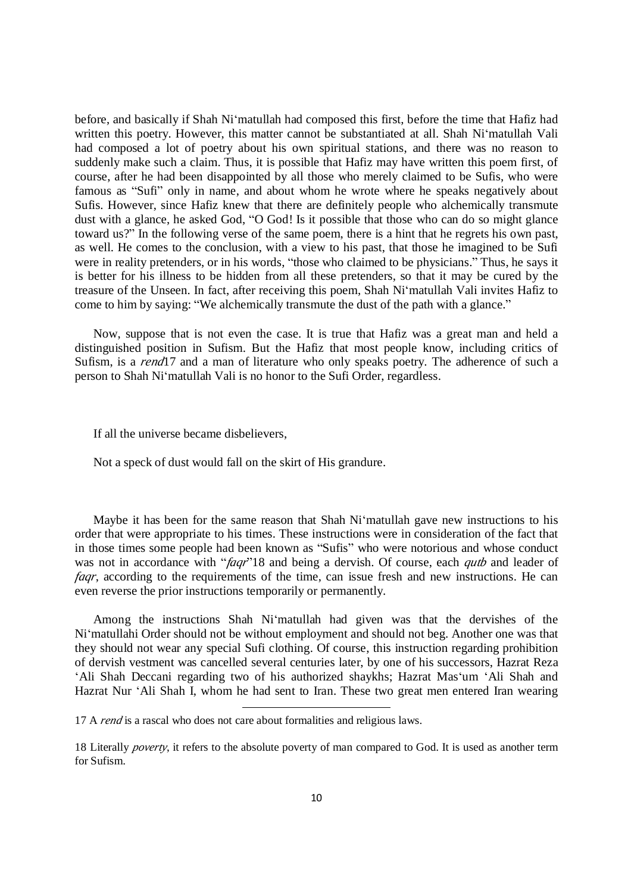before, and basically if Shah Ni'matullah had composed this first, before the time that Hafiz had written this poetry. However, this matter cannot be substantiated at all. Shah Ni'matullah Vali had composed a lot of poetry about his own spiritual stations, and there was no reason to suddenly make such a claim. Thus, it is possible that Hafiz may have written this poem first, of course, after he had been disappointed by all those who merely claimed to be Sufis, who were famous as "Sufi" only in name, and about whom he wrote where he speaks negatively about Sufis. However, since Hafiz knew that there are definitely people who alchemically transmute dust with a glance, he asked God, "O God! Is it possible that those who can do so might glance toward us?" In the following verse of the same poem, there is a hint that he regrets his own past, as well. He comes to the conclusion, with a view to his past, that those he imagined to be Sufi were in reality pretenders, or in his words, "those who claimed to be physicians." Thus, he says it is better for his illness to be hidden from all these pretenders, so that it may be cured by the treasure of the Unseen. In fact, after receiving this poem, Shah Ni'matullah Vali invites Hafiz to come to him by saying: "We alchemically transmute the dust of the path with a glance."

Now, suppose that is not even the case. It is true that Hafiz was a great man and held a distinguished position in Sufism. But the Hafiz that most people know, including critics of Sufism, is a *rend*[17] and a man of literature who only speaks poetry. The adherence of such a person to Shah Ni'matullah Vali is no honor to the Sufi Order, regardless.

If all the universe became disbelievers,

Not a speck of dust would fall on the skirt of His grandure.

Maybe it has been for the same reason that Shah Ni'matullah gave new instructions to his order that were appropriate to his times. These instructions were in consideration of the fact that in those times some people had been known as "Sufis" who were notorious and whose conduct was not in accordance with "*faqr*"[18] and being a dervish. Of course, each *qutb* and leader of *faqr*, according to the requirements of the time, can issue fresh and new instructions. He can even reverse the prior instructions temporarily or permanently.

Among the instructions Shah Ni'matullah had given was that the dervishes of the Ni'matullahi Order should not be without employment and should not beg. Another one was that they should not wear any special Sufi clothing. Of course, this instruction regarding prohibition of dervish vestment was cancelled several centuries later, by one of his successors, Hazrat Reza 'Ali Shah Deccani regarding two of his authorized shaykhs; Hazrat Mas'um 'Ali Shah and Hazrat Nur 'Ali Shah I, whom he had sent to Iran. These two great men entered Iran wearing

---

17 A *rend* is a rascal who does not care about formalities and religious laws.

18 Literally *poverty*, it refers to the absolute poverty of man compared to God. It is used as another term for Sufism.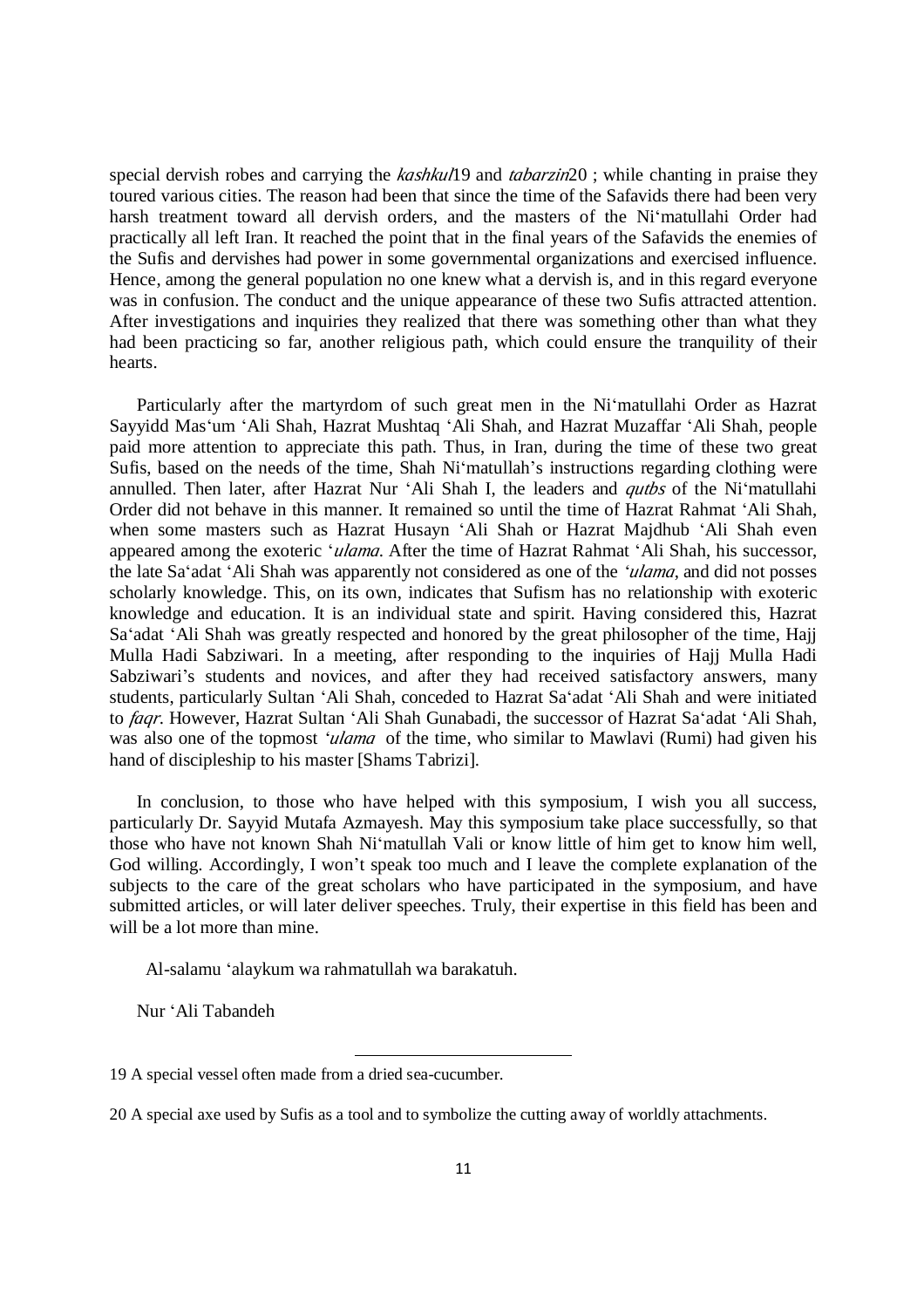special dervish robes and carrying the *kashkul*[19] and *tabarzin*[20] ; while chanting in praise they toured various cities. The reason had been that since the time of the Safavids there had been very harsh treatment toward all dervish orders, and the masters of the Ni'matullahi Order had practically all left Iran. It reached the point that in the final years of the Safavids the enemies of the Sufis and dervishes had power in some governmental organizations and exercised influence. Hence, among the general population no one knew what a dervish is, and in this regard everyone was in confusion. The conduct and the unique appearance of these two Sufis attracted attention. After investigations and inquiries they realized that there was something other than what they had been practicing so far, another religious path, which could ensure the tranquility of their hearts.

Particularly after the martyrdom of such great men in the Ni'matullahi Order as Hazrat Sayyidd Mas'um 'Ali Shah, Hazrat Mushtaq 'Ali Shah, and Hazrat Muzaffar 'Ali Shah, people paid more attention to appreciate this path. Thus, in Iran, during the time of these two great Sufis, based on the needs of the time, Shah Ni'matullah's instructions regarding clothing were annulled. Then later, after Hazrat Nur 'Ali Shah I, the leaders and *qutbs* of the Ni'matullahi Order did not behave in this manner. It remained so until the time of Hazrat Rahmat 'Ali Shah, when some masters such as Hazrat Husayn 'Ali Shah or Hazrat Majdhub 'Ali Shah even appeared among the exoteric '*ulama*. After the time of Hazrat Rahmat 'Ali Shah, his successor, the late Sa'adat 'Ali Shah was apparently not considered as one of the *'ulama*, and did not posses scholarly knowledge. This, on its own, indicates that Sufism has no relationship with exoteric knowledge and education. It is an individual state and spirit. Having considered this, Hazrat Sa'adat 'Ali Shah was greatly respected and honored by the great philosopher of the time, Hajj Mulla Hadi Sabziwari. In a meeting, after responding to the inquiries of Hajj Mulla Hadi Sabziwari's students and novices, and after they had received satisfactory answers, many students, particularly Sultan 'Ali Shah, conceded to Hazrat Sa'adat 'Ali Shah and were initiated to *faqr*. However, Hazrat Sultan 'Ali Shah Gunabadi, the successor of Hazrat Sa'adat 'Ali Shah, was also one of the topmost *'ulama* of the time, who similar to Mawlavi (Rumi) had given his hand of discipleship to his master [Shams Tabrizi].

In conclusion, to those who have helped with this symposium, I wish you all success, particularly Dr. Sayyid Mutafa Azmayesh. May this symposium take place successfully, so that those who have not known Shah Ni'matullah Vali or know little of him get to know him well, God willing. Accordingly, I won't speak too much and I leave the complete explanation of the subjects to the care of the great scholars who have participated in the symposium, and have submitted articles, or will later deliver speeches. Truly, their expertise in this field has been and will be a lot more than mine.

Al-salamu 'alaykum wa rahmatullah wa barakatuh.

Nur 'Ali Tabandeh

---

19 A special vessel often made from a dried sea-cucumber.

20 A special axe used by Sufis as a tool and to symbolize the cutting away of worldly attachments.